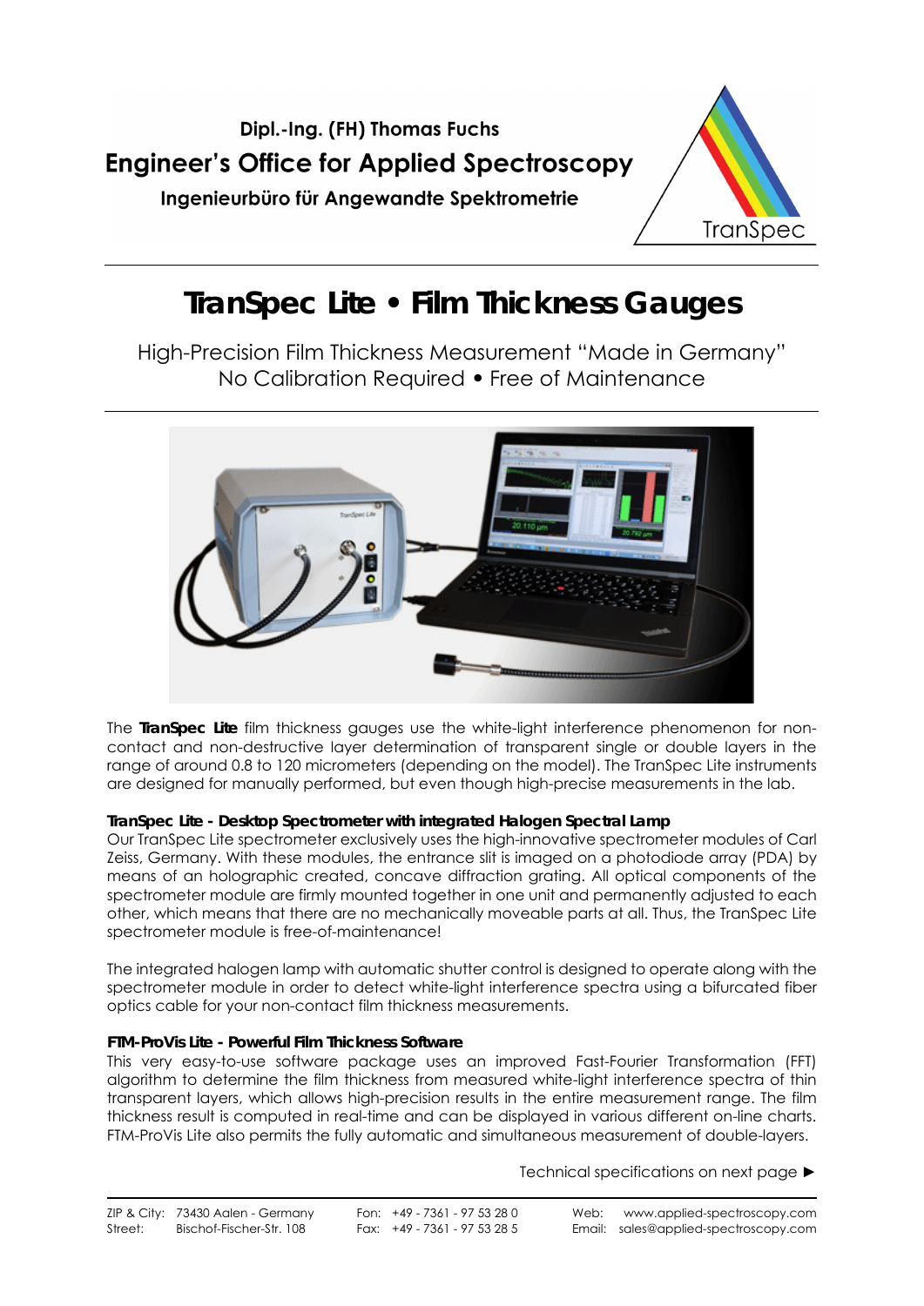**Dipl.-Ing. (FH) Thomas Fuchs**

**Engineer's Office for Applied Spectroscopy**

**Ingenieurbüro für Angewandte Spektrometrie**

TranSpec

# TranSpec Lite • Film Thickness Gauges

High-Precision Film Thickness Measurement "Made in Germany"
No Calibration Required • Free of Maintenance

The **TranSpec Lite** film thickness gauges use the white-light interference phenomenon for non-contact and non-destructive layer determination of transparent single or double layers in the range of around 0.8 to 120 micrometers (depending on the model). The TranSpec Lite instruments are designed for manually performed, but even though high-precise measurements in the lab.

**TranSpec Lite - Desktop Spectrometer with integrated Halogen Spectral Lamp**

Our TranSpec Lite spectrometer exclusively uses the high-innovative spectrometer modules of Carl Zeiss, Germany. With these modules, the entrance slit is imaged on a photodiode array (PDA) by means of an holographic created, concave diffraction grating. All optical components of the spectrometer module are firmly mounted together in one unit and permanently adjusted to each other, which means that there are no mechanically moveable parts at all. Thus, the TranSpec Lite spectrometer module is free-of-maintenance!

The integrated halogen lamp with automatic shutter control is designed to operate along with the spectrometer module in order to detect white-light interference spectra using a bifurcated fiber optics cable for your non-contact film thickness measurements.

**FTM-ProVis Lite - Powerful Film Thickness Software**

This very easy-to-use software package uses an improved Fast-Fourier Transformation (FFT) algorithm to determine the film thickness from measured white-light interference spectra of thin transparent layers, which allows high-precision results in the entire measurement range. The film thickness result is computed in real-time and can be displayed in various different on-line charts. FTM-ProVis Lite also permits the fully automatic and simultaneous measurement of double-layers.

Technical specifications on next page ►

ZIP & City: 73430 Aalen - Germany | Fon: +49 - 7361 - 97 53 28 0 | Web: www.applied-spectroscopy.com
Street: Bischof-Fischer-Str. 108 | Fax: +49 - 7361 - 97 53 28 5 | Email: sales@applied-spectroscopy.com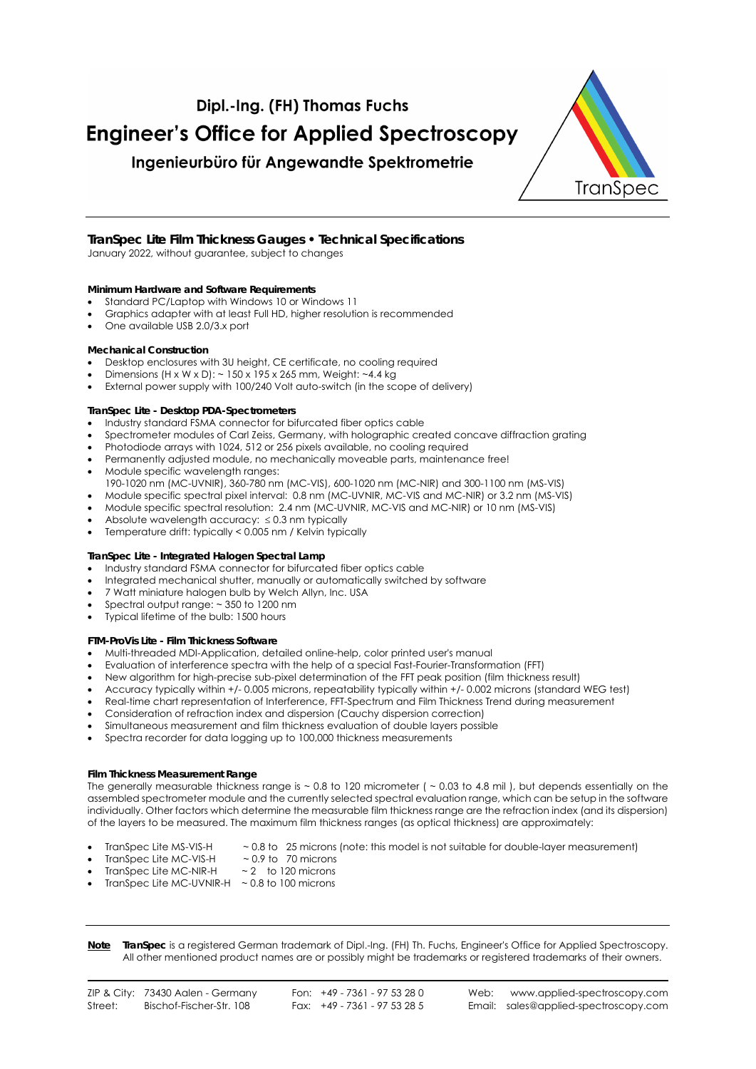# Dipl.-Ing. (FH) Thomas Fuchs

# Engineer's Office for Applied Spectroscopy

## Ingenieurbüro für Angewandte Spektrometrie

TranSpec

## TranSpec Lite Film Thickness Gauges • Technical Specifications

January 2022, without guarantee, subject to changes

### Minimum Hardware and Software Requirements

- Standard PC/Laptop with Windows 10 or Windows 11
- Graphics adapter with at least Full HD, higher resolution is recommended
- One available USB 2.0/3.x port

### Mechanical Construction

- Desktop enclosures with 3U height, CE certificate, no cooling required
- Dimensions (H x W x D): ~ 150 x 195 x 265 mm, Weight: ~4.4 kg
- External power supply with 100/240 Volt auto-switch (in the scope of delivery)

### TranSpec Lite - Desktop PDA-Spectrometers

- Industry standard FSMA connector for bifurcated fiber optics cable
- Spectrometer modules of Carl Zeiss, Germany, with holographic created concave diffraction grating
- Photodiode arrays with 1024, 512 or 256 pixels available, no cooling required
- Permanently adjusted module, no mechanically moveable parts, maintenance free!
- Module specific wavelength ranges:
  190-1020 nm (MC-UVNIR), 360-780 nm (MC-VIS), 600-1020 nm (MC-NIR) and 300-1100 nm (MS-VIS)
- Module specific spectral pixel interval: 0.8 nm (MC-UVNIR, MC-VIS and MC-NIR) or 3.2 nm (MS-VIS)
- Module specific spectral resolution: 2.4 nm (MC-UVNIR, MC-VIS and MC-NIR) or 10 nm (MS-VIS)
- Absolute wavelength accuracy: ≤ 0.3 nm typically
- Temperature drift: typically < 0.005 nm / Kelvin typically

### TranSpec Lite - Integrated Halogen Spectral Lamp

- Industry standard FSMA connector for bifurcated fiber optics cable
- Integrated mechanical shutter, manually or automatically switched by software
- 7 Watt miniature halogen bulb by Welch Allyn, Inc. USA
- Spectral output range: ~ 350 to 1200 nm
- Typical lifetime of the bulb: 1500 hours

### FTM-ProVis Lite - Film Thickness Software

- Multi-threaded MDI-Application, detailed online-help, color printed user's manual
- Evaluation of interference spectra with the help of a special Fast-Fourier-Transformation (FFT)
- New algorithm for high-precise sub-pixel determination of the FFT peak position (film thickness result)
- Accuracy typically within +/- 0.005 microns, repeatability typically within +/- 0.002 microns (standard WEG test)
- Real-time chart representation of Interference, FFT-Spectrum and Film Thickness Trend during measurement
- Consideration of refraction index and dispersion (Cauchy dispersion correction)
- Simultaneous measurement and film thickness evaluation of double layers possible
- Spectra recorder for data logging up to 100,000 thickness measurements

### Film Thickness Measurement Range

The generally measurable thickness range is ~ 0.8 to 120 micrometer ( ~ 0.03 to 4.8 mil ), but depends essentially on the assembled spectrometer module and the currently selected spectral evaluation range, which can be setup in the software individually. Other factors which determine the measurable film thickness range are the refraction index (and its dispersion) of the layers to be measured. The maximum film thickness ranges (as optical thickness) are approximately:

- TranSpec Lite MS-VIS-H ~ 0.8 to 25 microns (note: this model is not suitable for double-layer measurement)
- TranSpec Lite MC-VIS-H ~ 0.9 to 70 microns
- TranSpec Lite MC-NIR-H ~ 2 to 120 microns
- TranSpec Lite MC-UVNIR-H ~ 0.8 to 100 microns

**Note** ***TranSpec*** is a registered German trademark of Dipl.-Ing. (FH) Th. Fuchs, Engineer's Office for Applied Spectroscopy. All other mentioned product names are or possibly might be trademarks or registered trademarks of their owners.

ZIP & City: 73430 Aalen - Germany
Street: Bischof-Fischer-Str. 108
Fon: +49 - 7361 - 97 53 28 0
Fax: +49 - 7361 - 97 53 28 5
Web: www.applied-spectroscopy.com
Email: sales@applied-spectroscopy.com